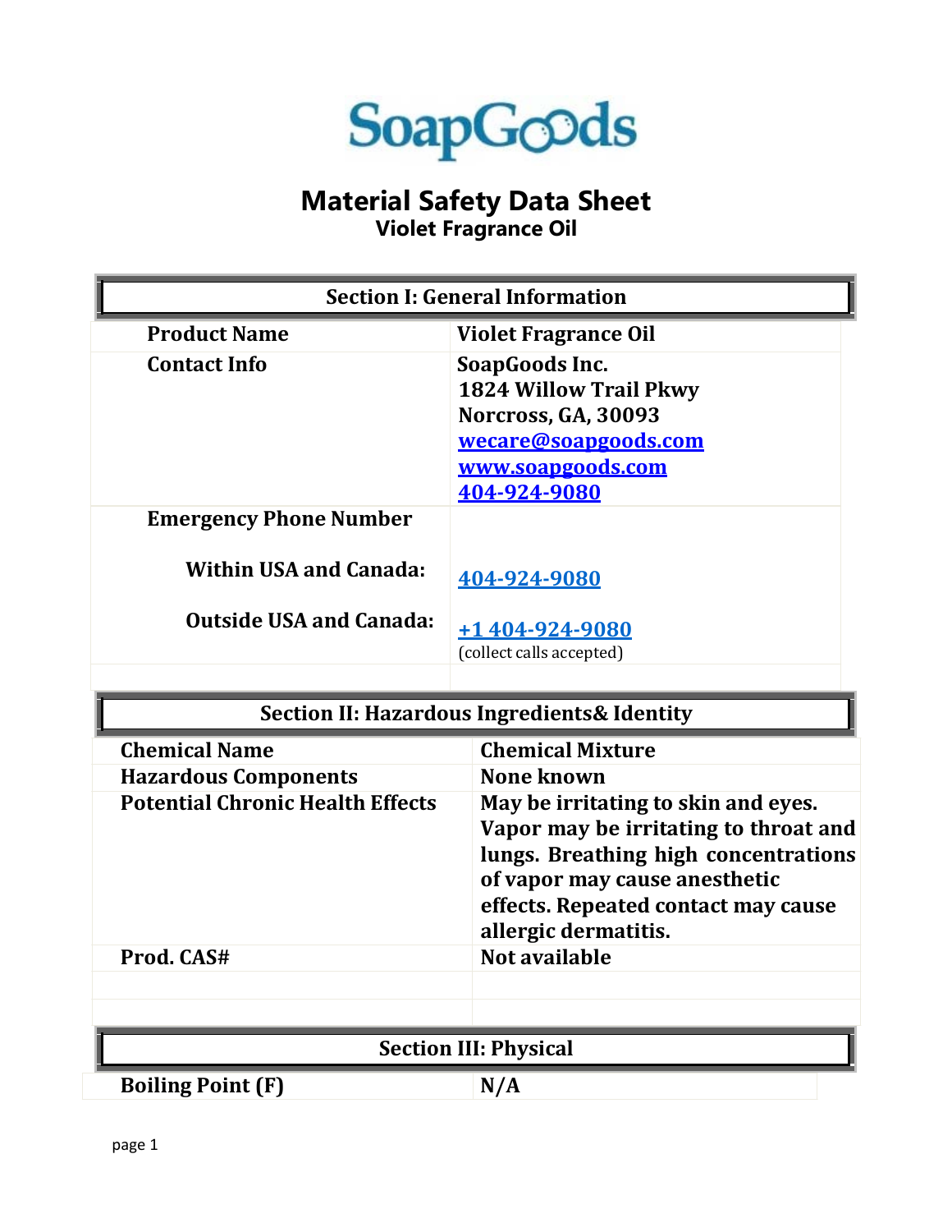SoapGoods

# Material Safety Data Sheet

## Violet Fragrance Oil

| Section I: General Information | |
|---|---|
| **Product Name** | **Violet Fragrance Oil** |
| **Contact Info** | **SoapGoods Inc.**<br>**1824 Willow Trail Pkwy**<br>**Norcross, GA, 30093**<br>**wecare@soapgoods.com**<br>**www.soapgoods.com**<br>**404-924-9080** |
| **Emergency Phone Number** | |
| **Within USA and Canada:** | **404-924-9080** |
| **Outside USA and Canada:** | **+1 404-924-9080**<br>(collect calls accepted) |

| Section II: Hazardous Ingredients& Identity | |
|---|---|
| **Chemical Name** | **Chemical Mixture** |
| **Hazardous Components** | **None known** |
| **Potential Chronic Health Effects** | **May be irritating to skin and eyes. Vapor may be irritating to throat and lungs. Breathing high concentrations of vapor may cause anesthetic effects. Repeated contact may cause allergic dermatitis.** |
| **Prod. CAS#** | **Not available** |

| Section III: Physical | |
|---|---|
| **Boiling Point (F)** | **N/A** |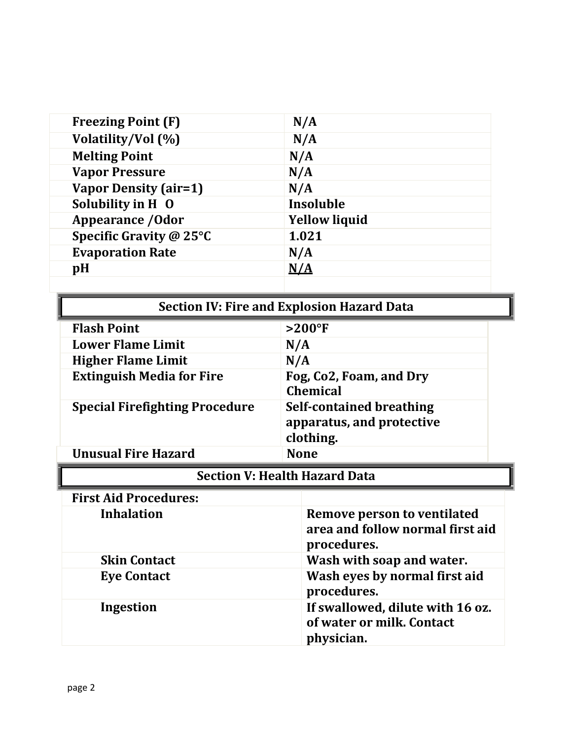| Freezing Point (F) | N/A |
|---|---|
| Volatility/Vol (%) | N/A |
| Melting Point | N/A |
| Vapor Pressure | N/A |
| Vapor Density (air=1) | N/A |
| Solubility in $H_2O$ | Insoluble |
| Appearance /Odor | Yellow liquid |
| Specific Gravity @ 25°C | 1.021 |
| Evaporation Rate | N/A |
| pH | N/A |
| | |

## Section IV: Fire and Explosion Hazard Data

| Flash Point | >200°F |
|---|---|
| Lower Flame Limit | N/A |
| Higher Flame Limit | N/A |
| Extinguish Media for Fire | Fog, Co2, Foam, and Dry Chemical |
| Special Firefighting Procedure | Self-contained breathing apparatus, and protective clothing. |
| Unusual Fire Hazard | None |

## Section V: Health Hazard Data

| First Aid Procedures: | |
|---|---|
| Inhalation | Remove person to ventilated area and follow normal first aid procedures. |
| Skin Contact | Wash with soap and water. |
| Eye Contact | Wash eyes by normal first aid procedures. |
| Ingestion | If swallowed, dilute with 16 oz. of water or milk. Contact physician. |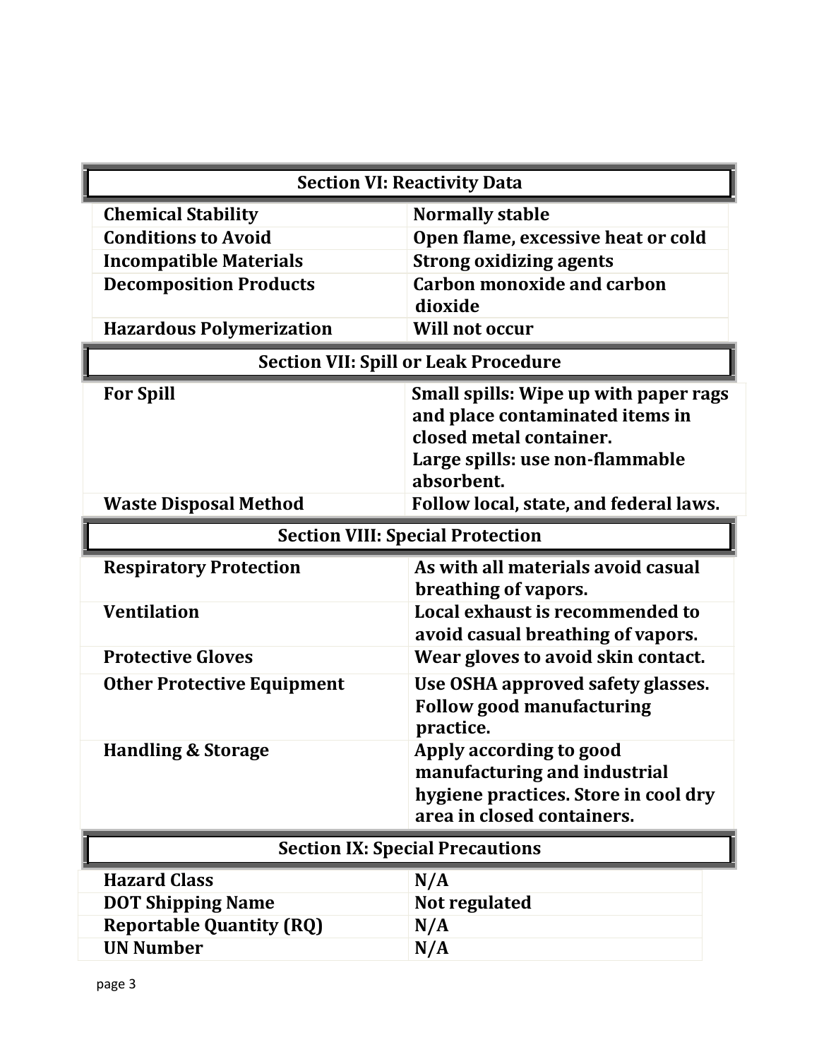## Section VI: Reactivity Data

| | |
|---|---|
| **Chemical Stability** | **Normally stable** |
| **Conditions to Avoid** | **Open flame, excessive heat or cold** |
| **Incompatible Materials** | **Strong oxidizing agents** |
| **Decomposition Products** | **Carbon monoxide and carbon dioxide** |
| **Hazardous Polymerization** | **Will not occur** |

## Section VII: Spill or Leak Procedure

| | |
|---|---|
| **For Spill** | **Small spills: Wipe up with paper rags and place contaminated items in closed metal container.**<br>**Large spills: use non-flammable absorbent.** |
| **Waste Disposal Method** | **Follow local, state, and federal laws.** |

## Section VIII: Special Protection

| | |
|---|---|
| **Respiratory Protection** | **As with all materials avoid casual breathing of vapors.** |
| **Ventilation** | **Local exhaust is recommended to avoid casual breathing of vapors.** |
| **Protective Gloves** | **Wear gloves to avoid skin contact.** |
| **Other Protective Equipment** | **Use OSHA approved safety glasses. Follow good manufacturing practice.** |
| **Handling & Storage** | **Apply according to good manufacturing and industrial hygiene practices. Store in cool dry area in closed containers.** |

## Section IX: Special Precautions

| | |
|---|---|
| **Hazard Class** | **N/A** |
| **DOT Shipping Name** | **Not regulated** |
| **Reportable Quantity (RQ)** | **N/A** |
| **UN Number** | **N/A** |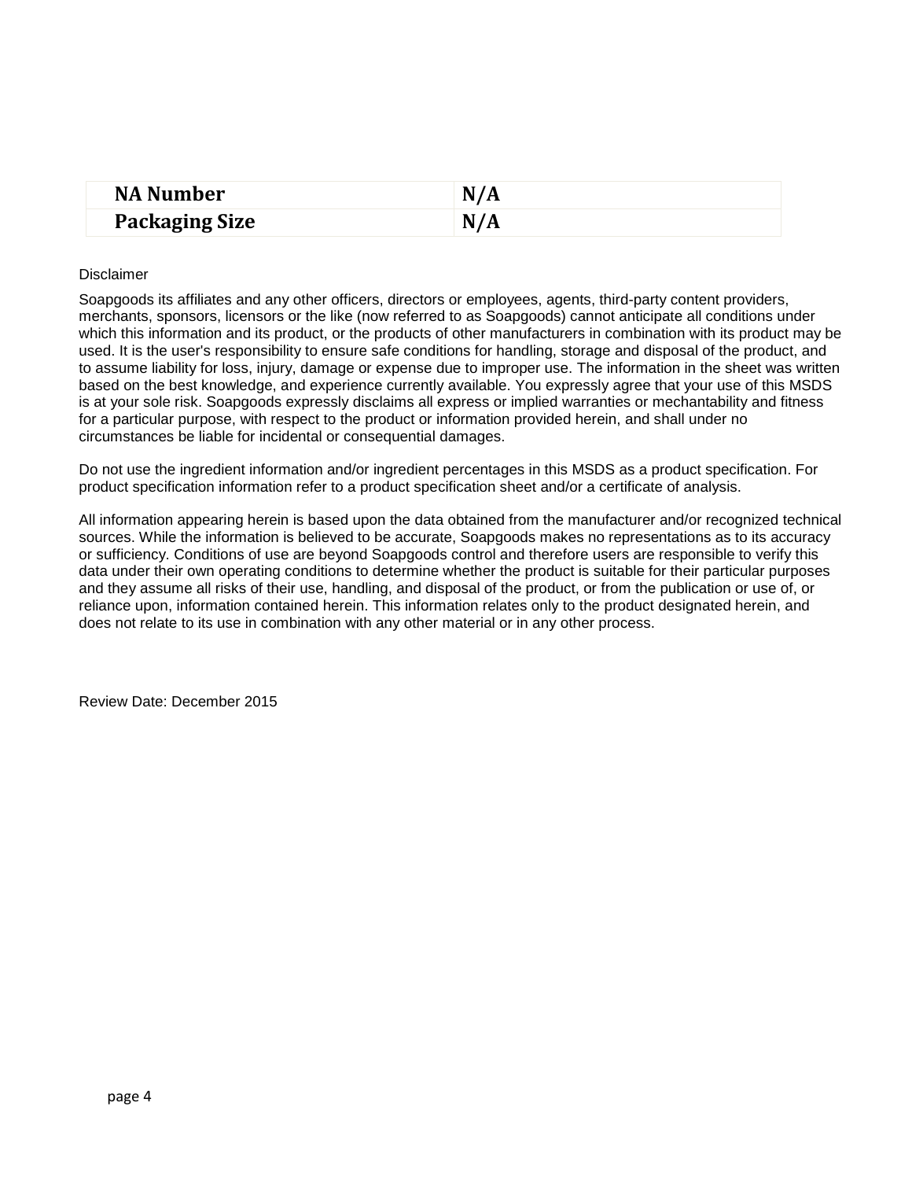| | |
|---|---|
| **NA Number** | **N/A** |
| **Packaging Size** | **N/A** |

Disclaimer

Soapgoods its affiliates and any other officers, directors or employees, agents, third-party content providers, merchants, sponsors, licensors or the like (now referred to as Soapgoods) cannot anticipate all conditions under which this information and its product, or the products of other manufacturers in combination with its product may be used. It is the user's responsibility to ensure safe conditions for handling, storage and disposal of the product, and to assume liability for loss, injury, damage or expense due to improper use. The information in the sheet was written based on the best knowledge, and experience currently available. You expressly agree that your use of this MSDS is at your sole risk. Soapgoods expressly disclaims all express or implied warranties or mechantability and fitness for a particular purpose, with respect to the product or information provided herein, and shall under no circumstances be liable for incidental or consequential damages.

Do not use the ingredient information and/or ingredient percentages in this MSDS as a product specification. For product specification information refer to a product specification sheet and/or a certificate of analysis.

All information appearing herein is based upon the data obtained from the manufacturer and/or recognized technical sources. While the information is believed to be accurate, Soapgoods makes no representations as to its accuracy or sufficiency. Conditions of use are beyond Soapgoods control and therefore users are responsible to verify this data under their own operating conditions to determine whether the product is suitable for their particular purposes and they assume all risks of their use, handling, and disposal of the product, or from the publication or use of, or reliance upon, information contained herein. This information relates only to the product designated herein, and does not relate to its use in combination with any other material or in any other process.

Review Date: December 2015